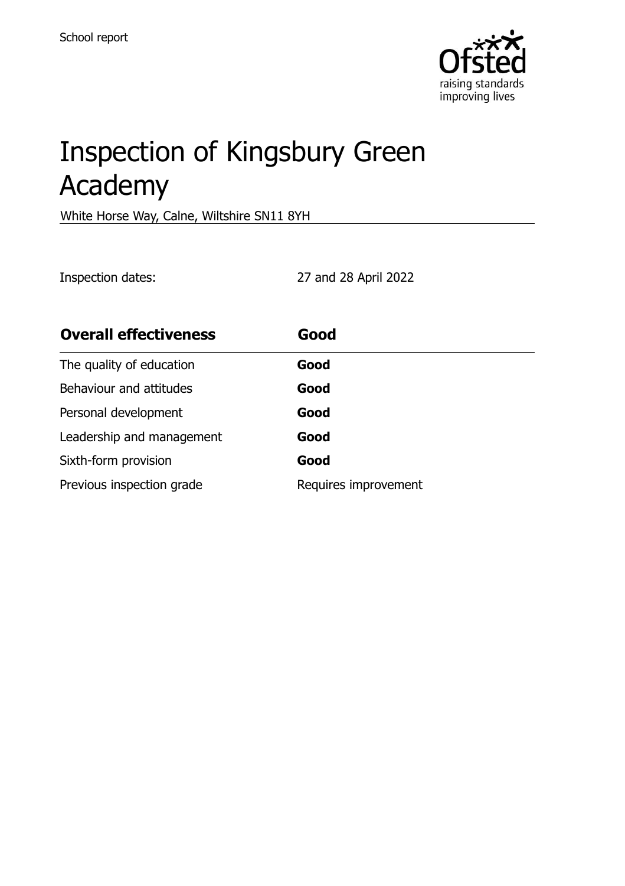School report

# Inspection of Kingsbury Green Academy

White Horse Way, Calne, Wiltshire SN11 8YH

Inspection dates: 27 and 28 April 2022

| **Overall effectiveness** | **Good** |
| --- | --- |
| The quality of education | **Good** |
| Behaviour and attitudes | **Good** |
| Personal development | **Good** |
| Leadership and management | **Good** |
| Sixth-form provision | **Good** |
| Previous inspection grade | Requires improvement |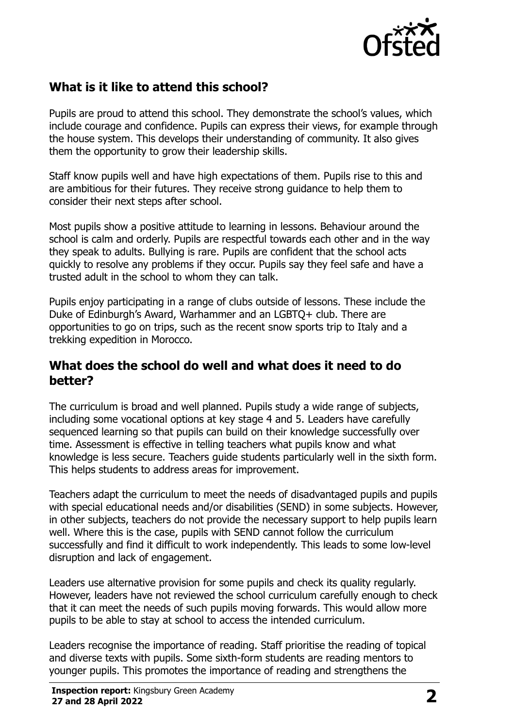## What is it like to attend this school?

Pupils are proud to attend this school. They demonstrate the school's values, which include courage and confidence. Pupils can express their views, for example through the house system. This develops their understanding of community. It also gives them the opportunity to grow their leadership skills.

Staff know pupils well and have high expectations of them. Pupils rise to this and are ambitious for their futures. They receive strong guidance to help them to consider their next steps after school.

Most pupils show a positive attitude to learning in lessons. Behaviour around the school is calm and orderly. Pupils are respectful towards each other and in the way they speak to adults. Bullying is rare. Pupils are confident that the school acts quickly to resolve any problems if they occur. Pupils say they feel safe and have a trusted adult in the school to whom they can talk.

Pupils enjoy participating in a range of clubs outside of lessons. These include the Duke of Edinburgh's Award, Warhammer and an LGBTQ+ club. There are opportunities to go on trips, such as the recent snow sports trip to Italy and a trekking expedition in Morocco.

## What does the school do well and what does it need to do better?

The curriculum is broad and well planned. Pupils study a wide range of subjects, including some vocational options at key stage 4 and 5. Leaders have carefully sequenced learning so that pupils can build on their knowledge successfully over time. Assessment is effective in telling teachers what pupils know and what knowledge is less secure. Teachers guide students particularly well in the sixth form. This helps students to address areas for improvement.

Teachers adapt the curriculum to meet the needs of disadvantaged pupils and pupils with special educational needs and/or disabilities (SEND) in some subjects. However, in other subjects, teachers do not provide the necessary support to help pupils learn well. Where this is the case, pupils with SEND cannot follow the curriculum successfully and find it difficult to work independently. This leads to some low-level disruption and lack of engagement.

Leaders use alternative provision for some pupils and check its quality regularly. However, leaders have not reviewed the school curriculum carefully enough to check that it can meet the needs of such pupils moving forwards. This would allow more pupils to be able to stay at school to access the intended curriculum.

Leaders recognise the importance of reading. Staff prioritise the reading of topical and diverse texts with pupils. Some sixth-form students are reading mentors to younger pupils. This promotes the importance of reading and strengthens the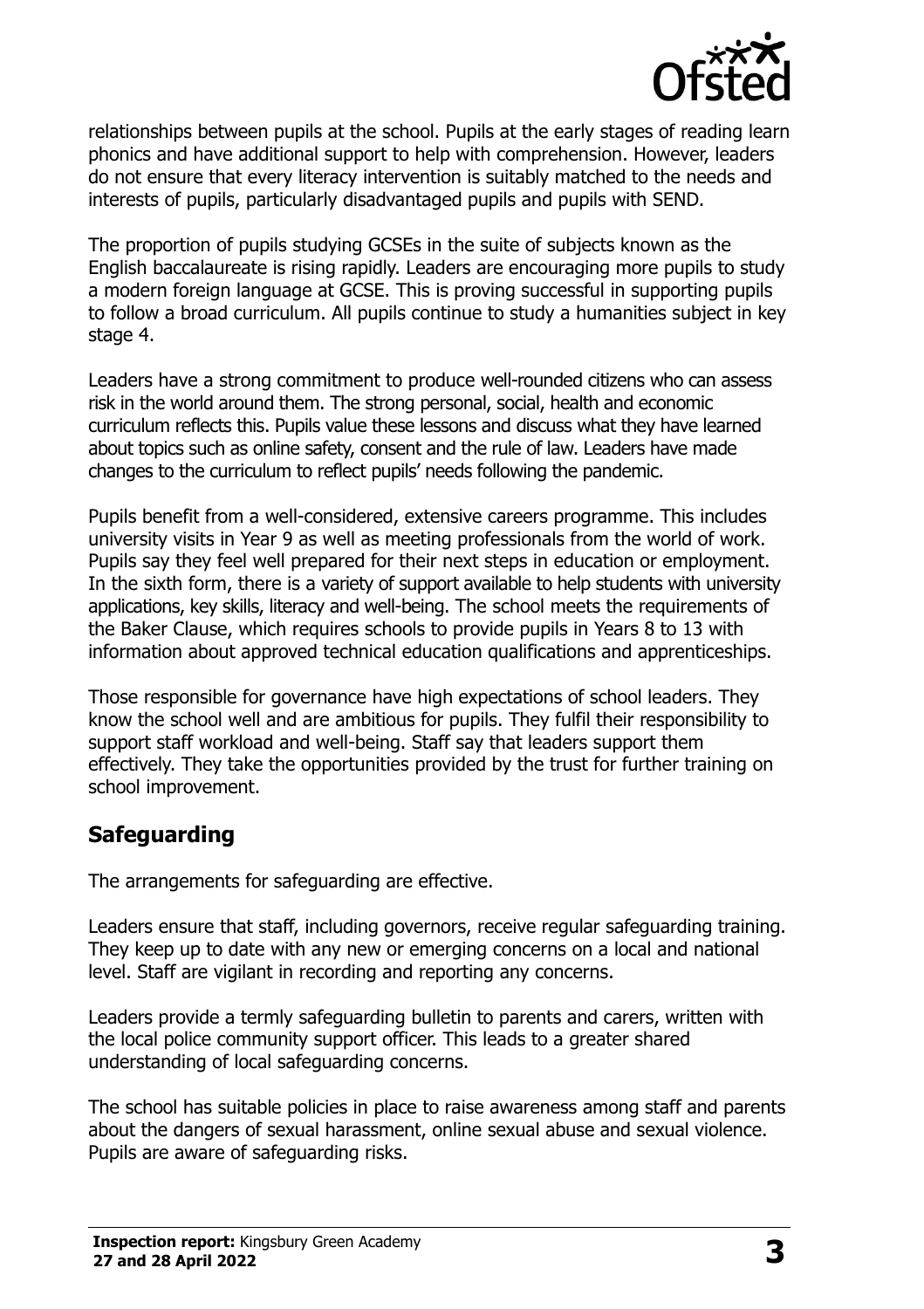relationships between pupils at the school. Pupils at the early stages of reading learn phonics and have additional support to help with comprehension. However, leaders do not ensure that every literacy intervention is suitably matched to the needs and interests of pupils, particularly disadvantaged pupils and pupils with SEND.

The proportion of pupils studying GCSEs in the suite of subjects known as the English baccalaureate is rising rapidly. Leaders are encouraging more pupils to study a modern foreign language at GCSE. This is proving successful in supporting pupils to follow a broad curriculum. All pupils continue to study a humanities subject in key stage 4.

Leaders have a strong commitment to produce well-rounded citizens who can assess risk in the world around them. The strong personal, social, health and economic curriculum reflects this. Pupils value these lessons and discuss what they have learned about topics such as online safety, consent and the rule of law. Leaders have made changes to the curriculum to reflect pupils' needs following the pandemic.

Pupils benefit from a well-considered, extensive careers programme. This includes university visits in Year 9 as well as meeting professionals from the world of work. Pupils say they feel well prepared for their next steps in education or employment. In the sixth form, there is a variety of support available to help students with university applications, key skills, literacy and well-being. The school meets the requirements of the Baker Clause, which requires schools to provide pupils in Years 8 to 13 with information about approved technical education qualifications and apprenticeships.

Those responsible for governance have high expectations of school leaders. They know the school well and are ambitious for pupils. They fulfil their responsibility to support staff workload and well-being. Staff say that leaders support them effectively. They take the opportunities provided by the trust for further training on school improvement.

## Safeguarding

The arrangements for safeguarding are effective.

Leaders ensure that staff, including governors, receive regular safeguarding training. They keep up to date with any new or emerging concerns on a local and national level. Staff are vigilant in recording and reporting any concerns.

Leaders provide a termly safeguarding bulletin to parents and carers, written with the local police community support officer. This leads to a greater shared understanding of local safeguarding concerns.

The school has suitable policies in place to raise awareness among staff and parents about the dangers of sexual harassment, online sexual abuse and sexual violence. Pupils are aware of safeguarding risks.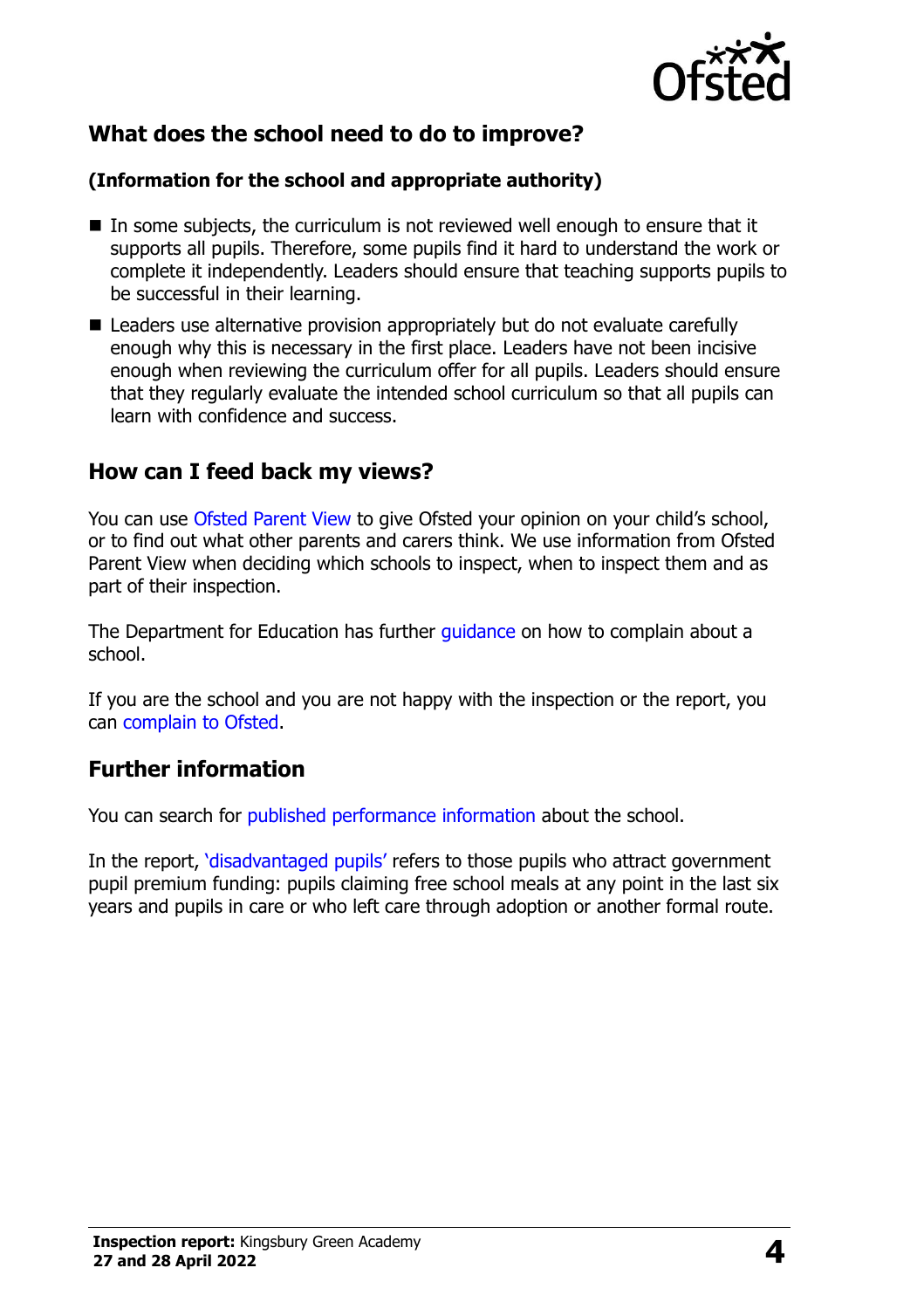## What does the school need to do to improve?

**(Information for the school and appropriate authority)**

- In some subjects, the curriculum is not reviewed well enough to ensure that it supports all pupils. Therefore, some pupils find it hard to understand the work or complete it independently. Leaders should ensure that teaching supports pupils to be successful in their learning.
- Leaders use alternative provision appropriately but do not evaluate carefully enough why this is necessary in the first place. Leaders have not been incisive enough when reviewing the curriculum offer for all pupils. Leaders should ensure that they regularly evaluate the intended school curriculum so that all pupils can learn with confidence and success.

## How can I feed back my views?

You can use Ofsted Parent View to give Ofsted your opinion on your child's school, or to find out what other parents and carers think. We use information from Ofsted Parent View when deciding which schools to inspect, when to inspect them and as part of their inspection.

The Department for Education has further guidance on how to complain about a school.

If you are the school and you are not happy with the inspection or the report, you can complain to Ofsted.

## Further information

You can search for published performance information about the school.

In the report, 'disadvantaged pupils' refers to those pupils who attract government pupil premium funding: pupils claiming free school meals at any point in the last six years and pupils in care or who left care through adoption or another formal route.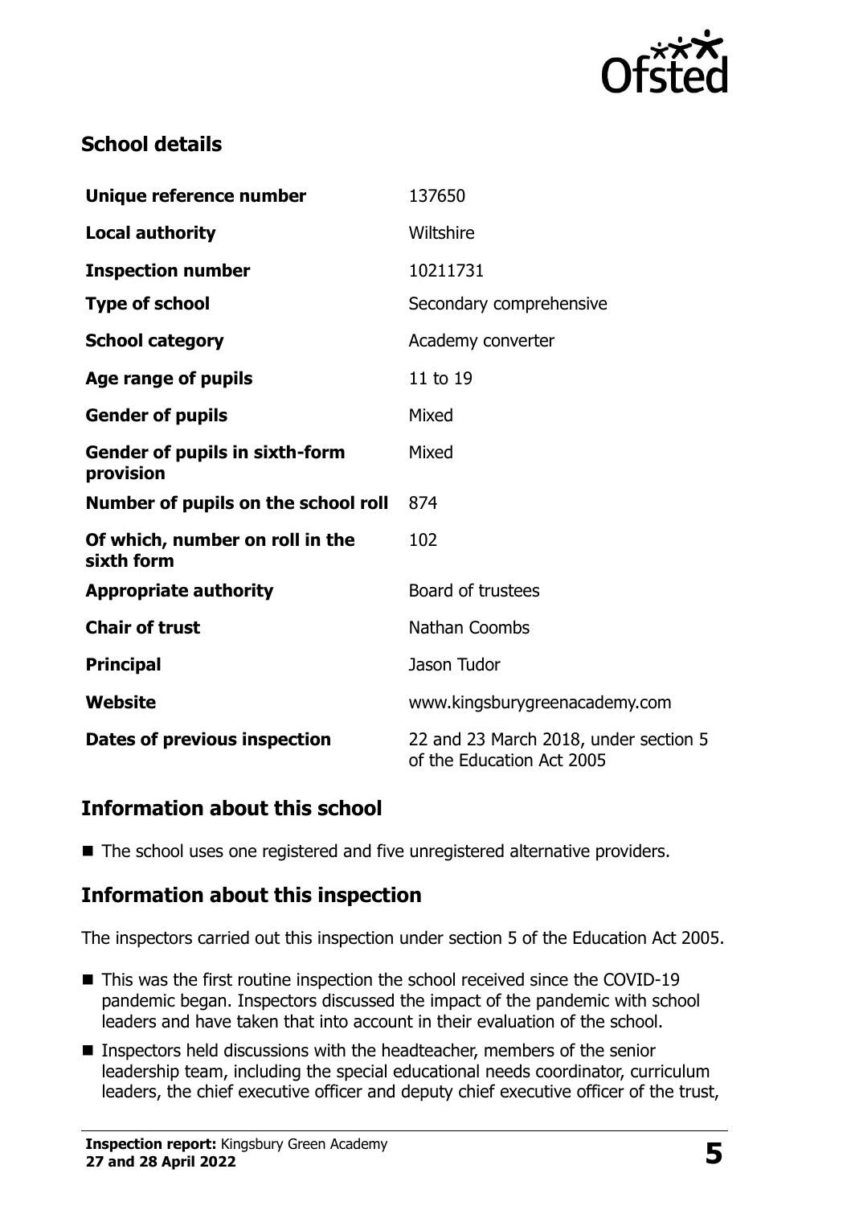## School details

| | |
|---|---|
| **Unique reference number** | 137650 |
| **Local authority** | Wiltshire |
| **Inspection number** | 10211731 |
| **Type of school** | Secondary comprehensive |
| **School category** | Academy converter |
| **Age range of pupils** | 11 to 19 |
| **Gender of pupils** | Mixed |
| **Gender of pupils in sixth-form provision** | Mixed |
| **Number of pupils on the school roll** | 874 |
| **Of which, number on roll in the sixth form** | 102 |
| **Appropriate authority** | Board of trustees |
| **Chair of trust** | Nathan Coombs |
| **Principal** | Jason Tudor |
| **Website** | www.kingsburygreenacademy.com |
| **Dates of previous inspection** | 22 and 23 March 2018, under section 5 of the Education Act 2005 |

## Information about this school

- The school uses one registered and five unregistered alternative providers.

## Information about this inspection

The inspectors carried out this inspection under section 5 of the Education Act 2005.

- This was the first routine inspection the school received since the COVID-19 pandemic began. Inspectors discussed the impact of the pandemic with school leaders and have taken that into account in their evaluation of the school.
- Inspectors held discussions with the headteacher, members of the senior leadership team, including the special educational needs coordinator, curriculum leaders, the chief executive officer and deputy chief executive officer of the trust,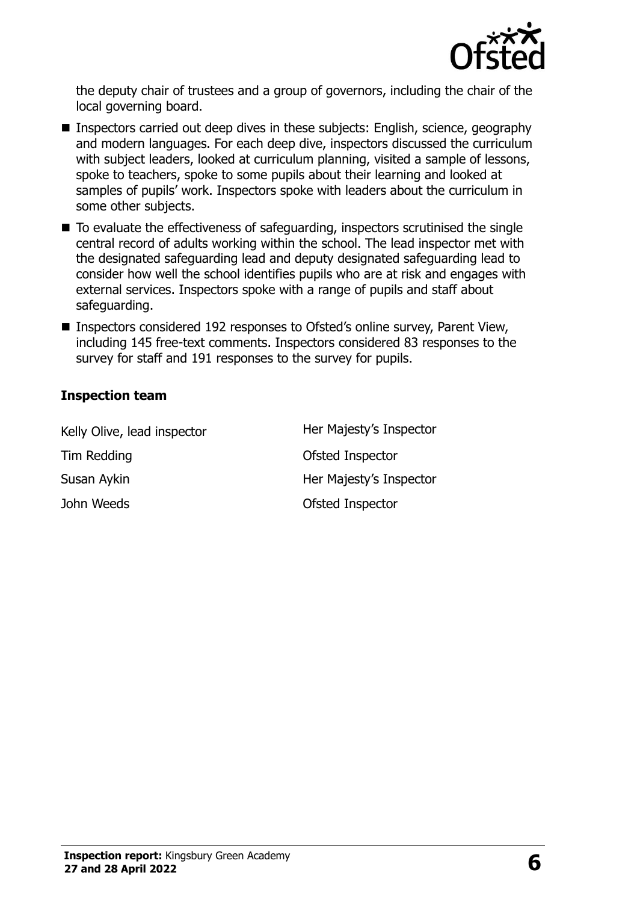the deputy chair of trustees and a group of governors, including the chair of the local governing board.

- Inspectors carried out deep dives in these subjects: English, science, geography and modern languages. For each deep dive, inspectors discussed the curriculum with subject leaders, looked at curriculum planning, visited a sample of lessons, spoke to teachers, spoke to some pupils about their learning and looked at samples of pupils' work. Inspectors spoke with leaders about the curriculum in some other subjects.
- To evaluate the effectiveness of safeguarding, inspectors scrutinised the single central record of adults working within the school. The lead inspector met with the designated safeguarding lead and deputy designated safeguarding lead to consider how well the school identifies pupils who are at risk and engages with external services. Inspectors spoke with a range of pupils and staff about safeguarding.
- Inspectors considered 192 responses to Ofsted's online survey, Parent View, including 145 free-text comments. Inspectors considered 83 responses to the survey for staff and 191 responses to the survey for pupils.

### Inspection team

| | |
|---|---|
| Kelly Olive, lead inspector | Her Majesty's Inspector |
| Tim Redding | Ofsted Inspector |
| Susan Aykin | Her Majesty's Inspector |
| John Weeds | Ofsted Inspector |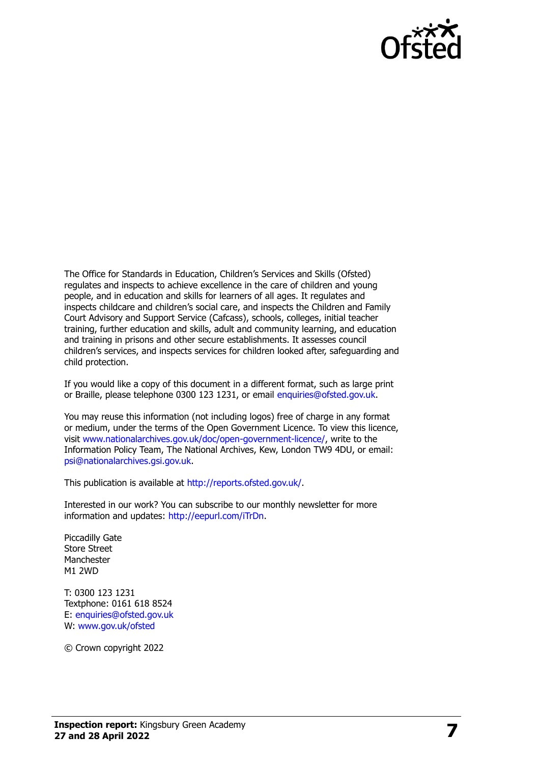The Office for Standards in Education, Children's Services and Skills (Ofsted) regulates and inspects to achieve excellence in the care of children and young people, and in education and skills for learners of all ages. It regulates and inspects childcare and children's social care, and inspects the Children and Family Court Advisory and Support Service (Cafcass), schools, colleges, initial teacher training, further education and skills, adult and community learning, and education and training in prisons and other secure establishments. It assesses council children's services, and inspects services for children looked after, safeguarding and child protection.

If you would like a copy of this document in a different format, such as large print or Braille, please telephone 0300 123 1231, or email enquiries@ofsted.gov.uk.

You may reuse this information (not including logos) free of charge in any format or medium, under the terms of the Open Government Licence. To view this licence, visit www.nationalarchives.gov.uk/doc/open-government-licence/, write to the Information Policy Team, The National Archives, Kew, London TW9 4DU, or email: psi@nationalarchives.gsi.gov.uk.

This publication is available at http://reports.ofsted.gov.uk/.

Interested in our work? You can subscribe to our monthly newsletter for more information and updates: http://eepurl.com/iTrDn.

Piccadilly Gate
Store Street
Manchester
M1 2WD

T: 0300 123 1231
Textphone: 0161 618 8524
E: enquiries@ofsted.gov.uk
W: www.gov.uk/ofsted

© Crown copyright 2022